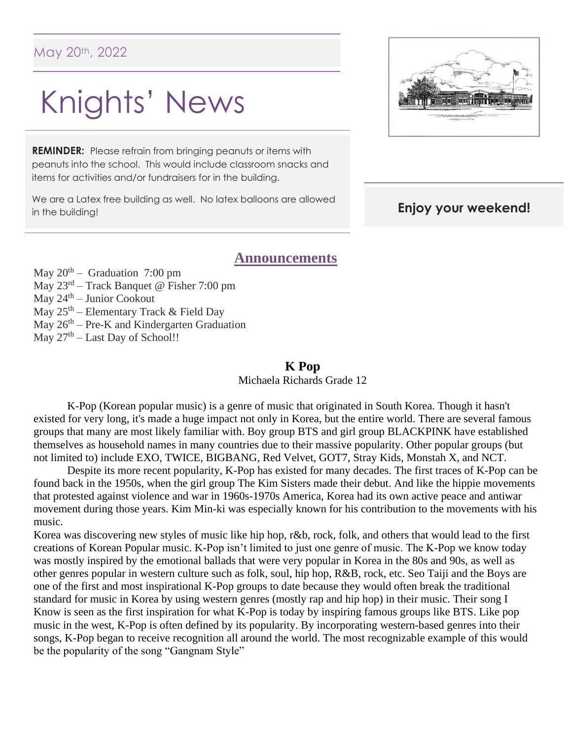May 20th, 2022

# Knights' News

**REMINDER:** Please refrain from bringing peanuts or items with peanuts into the school. This would include classroom snacks and items for activities and/or fundraisers for in the building.

We are a Latex free building as well. No latex balloons are allowed in the building!

**Enjoy your weekend!**

## Announcements

May 20th – Graduation 7:00 pm
May 23rd – Track Banquet @ Fisher 7:00 pm
May 24th – Junior Cookout
May 25th – Elementary Track & Field Day
May 26th – Pre-K and Kindergarten Graduation
May 27th – Last Day of School!!

### K Pop

Michaela Richards Grade 12

K-Pop (Korean popular music) is a genre of music that originated in South Korea. Though it hasn't existed for very long, it's made a huge impact not only in Korea, but the entire world. There are several famous groups that many are most likely familiar with. Boy group BTS and girl group BLACKPINK have established themselves as household names in many countries due to their massive popularity. Other popular groups (but not limited to) include EXO, TWICE, BIGBANG, Red Velvet, GOT7, Stray Kids, Monstah X, and NCT.

Despite its more recent popularity, K-Pop has existed for many decades. The first traces of K-Pop can be found back in the 1950s, when the girl group The Kim Sisters made their debut. And like the hippie movements that protested against violence and war in 1960s-1970s America, Korea had its own active peace and antiwar movement during those years. Kim Min-ki was especially known for his contribution to the movements with his music.

Korea was discovering new styles of music like hip hop, r&b, rock, folk, and others that would lead to the first creations of Korean Popular music. K-Pop isn't limited to just one genre of music. The K-Pop we know today was mostly inspired by the emotional ballads that were very popular in Korea in the 80s and 90s, as well as other genres popular in western culture such as folk, soul, hip hop, R&B, rock, etc. Seo Taiji and the Boys are one of the first and most inspirational K-Pop groups to date because they would often break the traditional standard for music in Korea by using western genres (mostly rap and hip hop) in their music. Their song I Know is seen as the first inspiration for what K-Pop is today by inspiring famous groups like BTS. Like pop music in the west, K-Pop is often defined by its popularity. By incorporating western-based genres into their songs, K-Pop began to receive recognition all around the world. The most recognizable example of this would be the popularity of the song "Gangnam Style"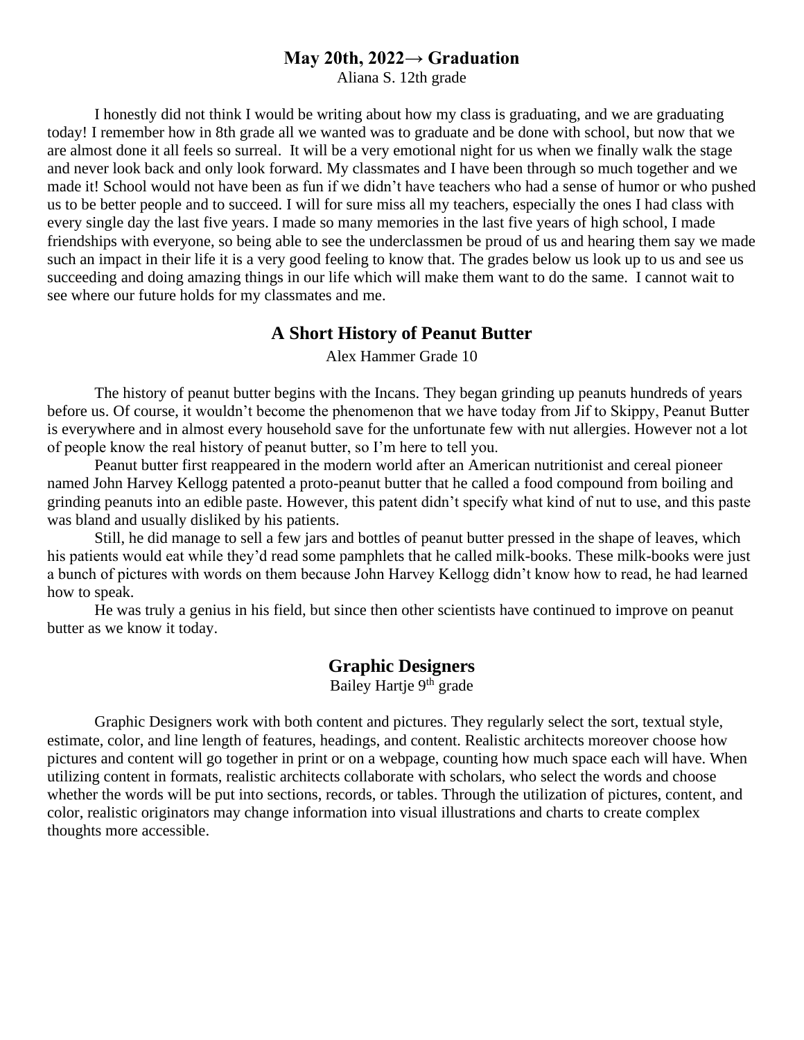## May 20th, 2022→ Graduation

Aliana S. 12th grade

I honestly did not think I would be writing about how my class is graduating, and we are graduating today! I remember how in 8th grade all we wanted was to graduate and be done with school, but now that we are almost done it all feels so surreal. It will be a very emotional night for us when we finally walk the stage and never look back and only look forward. My classmates and I have been through so much together and we made it! School would not have been as fun if we didn't have teachers who had a sense of humor or who pushed us to be better people and to succeed. I will for sure miss all my teachers, especially the ones I had class with every single day the last five years. I made so many memories in the last five years of high school, I made friendships with everyone, so being able to see the underclassmen be proud of us and hearing them say we made such an impact in their life it is a very good feeling to know that. The grades below us look up to us and see us succeeding and doing amazing things in our life which will make them want to do the same. I cannot wait to see where our future holds for my classmates and me.

## A Short History of Peanut Butter

Alex Hammer Grade 10

The history of peanut butter begins with the Incans. They began grinding up peanuts hundreds of years before us. Of course, it wouldn't become the phenomenon that we have today from Jif to Skippy, Peanut Butter is everywhere and in almost every household save for the unfortunate few with nut allergies. However not a lot of people know the real history of peanut butter, so I'm here to tell you.

Peanut butter first reappeared in the modern world after an American nutritionist and cereal pioneer named John Harvey Kellogg patented a proto-peanut butter that he called a food compound from boiling and grinding peanuts into an edible paste. However, this patent didn't specify what kind of nut to use, and this paste was bland and usually disliked by his patients.

Still, he did manage to sell a few jars and bottles of peanut butter pressed in the shape of leaves, which his patients would eat while they'd read some pamphlets that he called milk-books. These milk-books were just a bunch of pictures with words on them because John Harvey Kellogg didn't know how to read, he had learned how to speak.

He was truly a genius in his field, but since then other scientists have continued to improve on peanut butter as we know it today.

## Graphic Designers

Bailey Hartje 9th grade

Graphic Designers work with both content and pictures. They regularly select the sort, textual style, estimate, color, and line length of features, headings, and content. Realistic architects moreover choose how pictures and content will go together in print or on a webpage, counting how much space each will have. When utilizing content in formats, realistic architects collaborate with scholars, who select the words and choose whether the words will be put into sections, records, or tables. Through the utilization of pictures, content, and color, realistic originators may change information into visual illustrations and charts to create complex thoughts more accessible.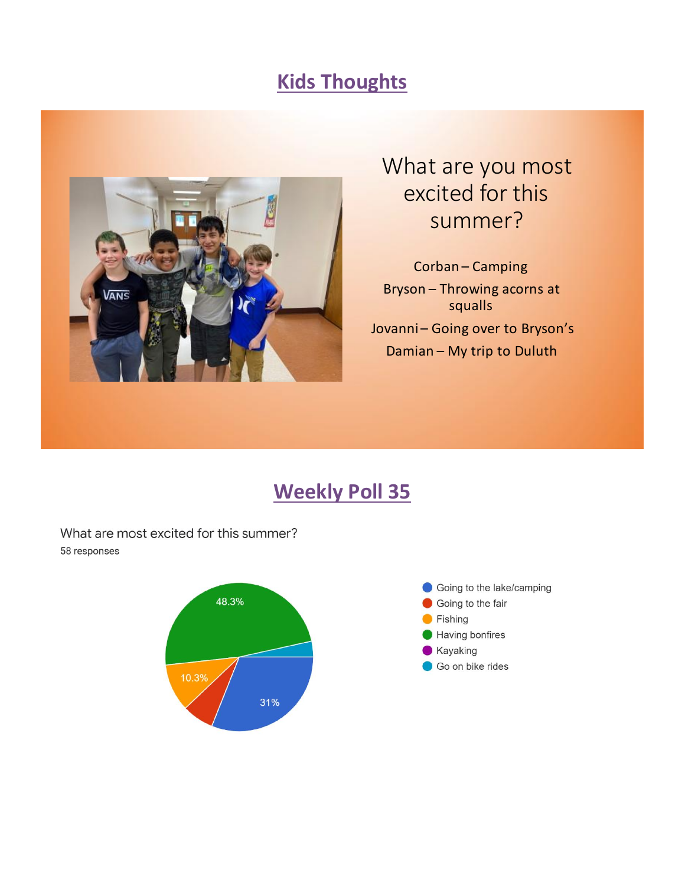## Kids Thoughts

What are you most excited for this summer?

Corban – Camping

Bryson – Throwing acorns at squalls

Jovanni – Going over to Bryson's

Damian – My trip to Duluth

## Weekly Poll 35

What are most excited for this summer?

58 responses

- Going to the lake/camping
- Going to the fair
- Fishing
- Having bonfires
- Kayaking
- Go on bike rides

48.3%

10.3%

31%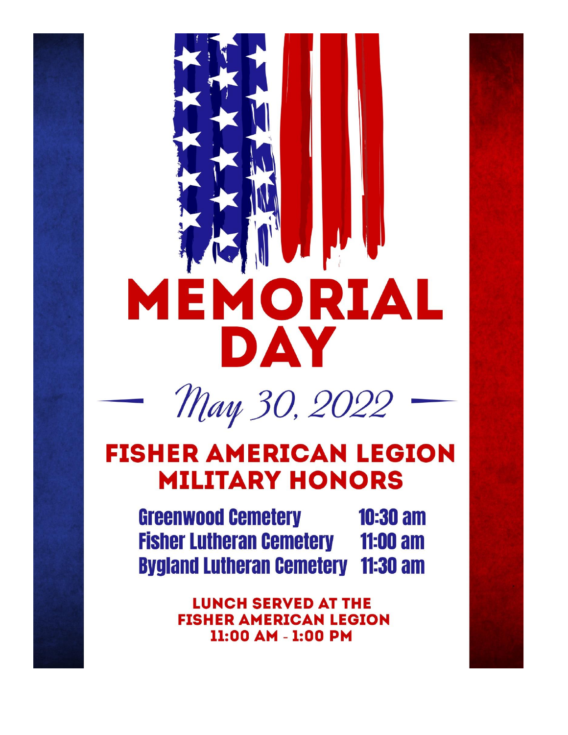# MEMORIAL DAY

*May 30, 2022*

## FISHER AMERICAN LEGION MILITARY HONORS

| | |
|---|---|
| Greenwood Cemetery | 10:30 am |
| Fisher Lutheran Cemetery | 11:00 am |
| Bygland Lutheran Cemetery | 11:30 am |

**LUNCH SERVED AT THE FISHER AMERICAN LEGION 11:00 AM - 1:00 PM**